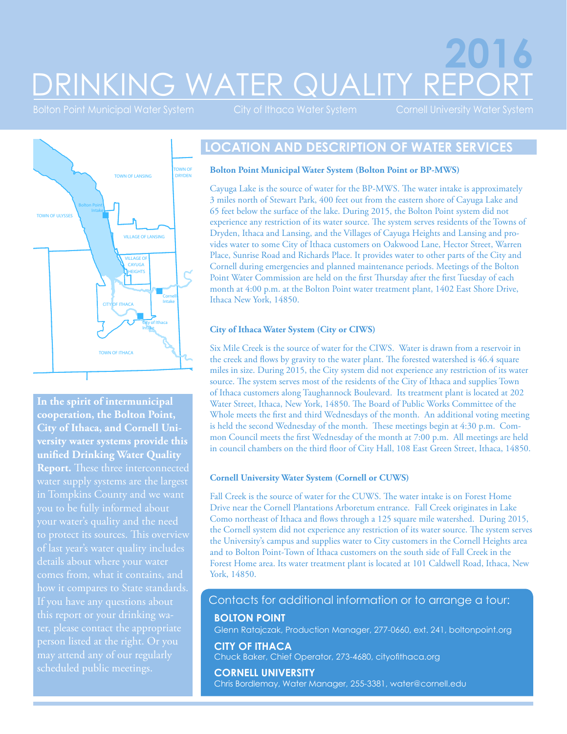# 2016 DRINKING WATER QUALITY REPORT

Bolton Point Municipal Water System | City of Ithaca Water System | Cornell University Water System

**In the spirit of intermunicipal cooperation, the Bolton Point, City of Ithaca, and Cornell University water systems provide this unified Drinking Water Quality Report.** These three interconnected water supply systems are the largest in Tompkins County and we want you to be fully informed about your water's quality and the need to protect its sources. This overview of last year's water quality includes details about where your water comes from, what it contains, and how it compares to State standards. If you have any questions about this report or your drinking water, please contact the appropriate person listed at the right. Or you may attend any of our regularly scheduled public meetings.

## LOCATION AND DESCRIPTION OF WATER SERVICES

### Bolton Point Municipal Water System (Bolton Point or BP-MWS)

Cayuga Lake is the source of water for the BP-MWS. The water intake is approximately 3 miles north of Stewart Park, 400 feet out from the eastern shore of Cayuga Lake and 65 feet below the surface of the lake. During 2015, the Bolton Point system did not experience any restriction of its water source. The system serves residents of the Towns of Dryden, Ithaca and Lansing, and the Villages of Cayuga Heights and Lansing and provides water to some City of Ithaca customers on Oakwood Lane, Hector Street, Warren Place, Sunrise Road and Richards Place. It provides water to other parts of the City and Cornell during emergencies and planned maintenance periods. Meetings of the Bolton Point Water Commission are held on the first Thursday after the first Tuesday of each month at 4:00 p.m. at the Bolton Point water treatment plant, 1402 East Shore Drive, Ithaca New York, 14850.

### City of Ithaca Water System (City or CIWS)

Six Mile Creek is the source of water for the CIWS. Water is drawn from a reservoir in the creek and flows by gravity to the water plant. The forested watershed is 46.4 square miles in size. During 2015, the City system did not experience any restriction of its water source. The system serves most of the residents of the City of Ithaca and supplies Town of Ithaca customers along Taughannock Boulevard. Its treatment plant is located at 202 Water Street, Ithaca, New York, 14850. The Board of Public Works Committee of the Whole meets the first and third Wednesdays of the month. An additional voting meeting is held the second Wednesday of the month. These meetings begin at 4:30 p.m. Common Council meets the first Wednesday of the month at 7:00 p.m. All meetings are held in council chambers on the third floor of City Hall, 108 East Green Street, Ithaca, 14850.

### Cornell University Water System (Cornell or CUWS)

Fall Creek is the source of water for the CUWS. The water intake is on Forest Home Drive near the Cornell Plantations Arboretum entrance. Fall Creek originates in Lake Como northeast of Ithaca and flows through a 125 square mile watershed. During 2015, the Cornell system did not experience any restriction of its water source. The system serves the University's campus and supplies water to City customers in the Cornell Heights area and to Bolton Point-Town of Ithaca customers on the south side of Fall Creek in the Forest Home area. Its water treatment plant is located at 101 Caldwell Road, Ithaca, New York, 14850.

### Contacts for additional information or to arrange a tour:

**BOLTON POINT**
Glenn Ratajczak, Production Manager, 277-0660, ext. 241, boltonpoint.org

**CITY OF ITHACA**
Chuck Baker, Chief Operator, 273-4680, cityofithaca.org

**CORNELL UNIVERSITY**
Chris Bordlemay, Water Manager, 255-3381, water@cornell.edu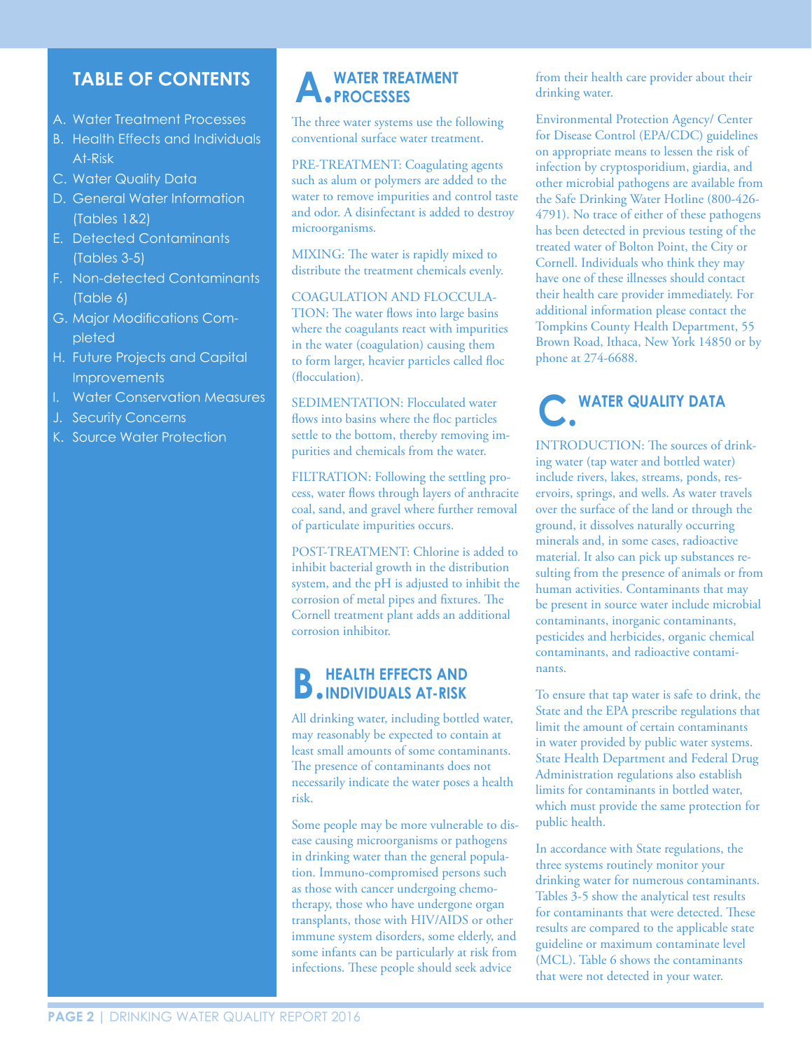## TABLE OF CONTENTS

A. Water Treatment Processes
B. Health Effects and Individuals At-Risk
C. Water Quality Data
D. General Water Information (Tables 1&2)
E. Detected Contaminants (Tables 3-5)
F. Non-detected Contaminants (Table 6)
G. Major Modifications Completed
H. Future Projects and Capital Improvements
I. Water Conservation Measures
J. Security Concerns
K. Source Water Protection

## A. WATER TREATMENT PROCESSES

The three water systems use the following conventional surface water treatment.

PRE-TREATMENT: Coagulating agents such as alum or polymers are added to the water to remove impurities and control taste and odor. A disinfectant is added to destroy microorganisms.

MIXING: The water is rapidly mixed to distribute the treatment chemicals evenly.

COAGULATION AND FLOCCULATION: The water flows into large basins where the coagulants react with impurities in the water (coagulation) causing them to form larger, heavier particles called floc (flocculation).

SEDIMENTATION: Flocculated water flows into basins where the floc particles settle to the bottom, thereby removing impurities and chemicals from the water.

FILTRATION: Following the settling process, water flows through layers of anthracite coal, sand, and gravel where further removal of particulate impurities occurs.

POST-TREATMENT: Chlorine is added to inhibit bacterial growth in the distribution system, and the pH is adjusted to inhibit the corrosion of metal pipes and fixtures. The Cornell treatment plant adds an additional corrosion inhibitor.

## B. HEALTH EFFECTS AND INDIVIDUALS AT-RISK

All drinking water, including bottled water, may reasonably be expected to contain at least small amounts of some contaminants. The presence of contaminants does not necessarily indicate the water poses a health risk.

Some people may be more vulnerable to disease causing microorganisms or pathogens in drinking water than the general population. Immuno-compromised persons such as those with cancer undergoing chemotherapy, those who have undergone organ transplants, those with HIV/AIDS or other immune system disorders, some elderly, and some infants can be particularly at risk from infections. These people should seek advice from their health care provider about their drinking water.

Environmental Protection Agency/ Center for Disease Control (EPA/CDC) guidelines on appropriate means to lessen the risk of infection by cryptosporidium, giardia, and other microbial pathogens are available from the Safe Drinking Water Hotline (800-426-4791). No trace of either of these pathogens has been detected in previous testing of the treated water of Bolton Point, the City or Cornell. Individuals who think they may have one of these illnesses should contact their health care provider immediately. For additional information please contact the Tompkins County Health Department, 55 Brown Road, Ithaca, New York 14850 or by phone at 274-6688.

## C. WATER QUALITY DATA

INTRODUCTION: The sources of drinking water (tap water and bottled water) include rivers, lakes, streams, ponds, reservoirs, springs, and wells. As water travels over the surface of the land or through the ground, it dissolves naturally occurring minerals and, in some cases, radioactive material. It also can pick up substances resulting from the presence of animals or from human activities. Contaminants that may be present in source water include microbial contaminants, inorganic contaminants, pesticides and herbicides, organic chemical contaminants, and radioactive contaminants.

To ensure that tap water is safe to drink, the State and the EPA prescribe regulations that limit the amount of certain contaminants in water provided by public water systems. State Health Department and Federal Drug Administration regulations also establish limits for contaminants in bottled water, which must provide the same protection for public health.

In accordance with State regulations, the three systems routinely monitor your drinking water for numerous contaminants. Tables 3-5 show the analytical test results for contaminants that were detected. These results are compared to the applicable state guideline or maximum contaminate level (MCL). Table 6 shows the contaminants that were not detected in your water.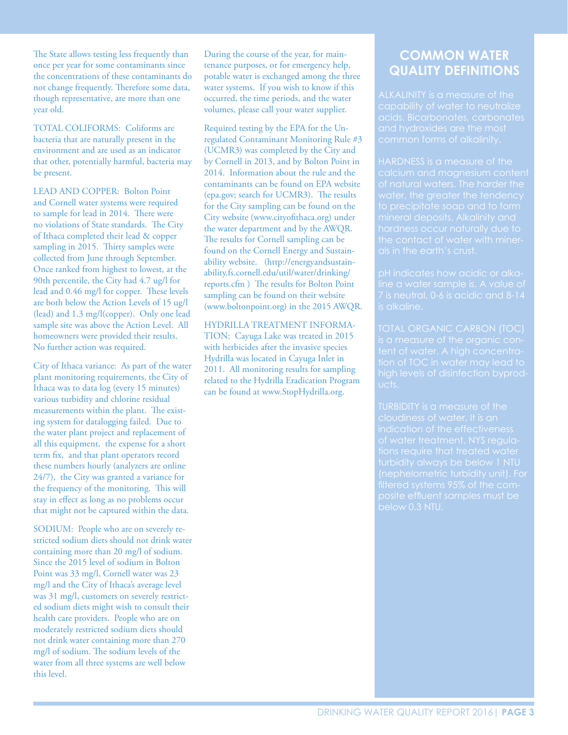The State allows testing less frequently than once per year for some contaminants since the concentrations of these contaminants do not change frequently. Therefore some data, though representative, are more than one year old.

TOTAL COLIFORMS: Coliforms are bacteria that are naturally present in the environment and are used as an indicator that other, potentially harmful, bacteria may be present.

LEAD AND COPPER: Bolton Point and Cornell water systems were required to sample for lead in 2014. There were no violations of State standards. The City of Ithaca completed their lead & copper sampling in 2015. Thirty samples were collected from June through September. Once ranked from highest to lowest, at the 90th percentile, the City had 4.7 ug/l for lead and 0.46 mg/l for copper. These levels are both below the Action Levels of 15 ug/l (lead) and 1.3 mg/l(copper). Only one lead sample site was above the Action Level. All homeowners were provided their results. No further action was required.

City of Ithaca variance: As part of the water plant monitoring requirements, the City of Ithaca was to data log (every 15 minutes) various turbidity and chlorine residual measurements within the plant. The existing system for datalogging failed. Due to the water plant project and replacement of all this equipment, the expense for a short term fix, and that plant operators record these numbers hourly (analyzers are online 24/7), the City was granted a variance for the frequency of the monitoring. This will stay in effect as long as no problems occur that might not be captured within the data.

SODIUM: People who are on severely restricted sodium diets should not drink water containing more than 20 mg/l of sodium. Since the 2015 level of sodium in Bolton Point was 33 mg/l, Cornell water was 23 mg/l and the City of Ithaca's average level was 31 mg/l, customers on severely restricted sodium diets might wish to consult their health care providers. People who are on moderately restricted sodium diets should not drink water containing more than 270 mg/l of sodium. The sodium levels of the water from all three systems are well below this level.

During the course of the year, for maintenance purposes, or for emergency help, potable water is exchanged among the three water systems. If you wish to know if this occurred, the time periods, and the water volumes, please call your water supplier.

Required testing by the EPA for the Unregulated Contaminant Monitoring Rule #3 (UCMR3) was completed by the City and by Cornell in 2013, and by Bolton Point in 2014. Information about the rule and the contaminants can be found on EPA website (epa.gov; search for UCMR3). The results for the City sampling can be found on the City website (www.cityofithaca.org) under the water department and by the AWQR. The results for Cornell sampling can be found on the Cornell Energy and Sustainability website. (http://energyandsustainability.fs.cornell.edu/util/water/drinking/reports.cfm ) The results for Bolton Point sampling can be found on their website (www.boltonpoint.org) in the 2015 AWQR.

HYDRILLA TREATMENT INFORMATION: Cayuga Lake was treated in 2015 with herbicides after the invasive species Hydrilla was located in Cayuga Inlet in 2011. All monitoring results for sampling related to the Hydrilla Eradication Program can be found at www.StopHydrilla.org.

## COMMON WATER QUALITY DEFINITIONS

ALKALINITY is a measure of the capability of water to neutralize acids. Bicarbonates, carbonates and hydroxides are the most common forms of alkalinity.

HARDNESS is a measure of the calcium and magnesium content of natural waters. The harder the water, the greater the tendency to precipitate soap and to form mineral deposits. Alkalinity and hardness occur naturally due to the contact of water with minerals in the earth's crust.

pH indicates how acidic or alkaline a water sample is. A value of 7 is neutral, 0-6 is acidic and 8-14 is alkaline.

TOTAL ORGANIC CARBON (TOC) is a measure of the organic content of water. A high concentration of TOC in water may lead to high levels of disinfection byproducts.

TURBIDITY is a measure of the cloudiness of water. It is an indication of the effectiveness of water treatment. NYS regulations require that treated water turbidity always be below 1 NTU (nephelometric turbidity unit). For filtered systems 95% of the composite effluent samples must be below 0.3 NTU.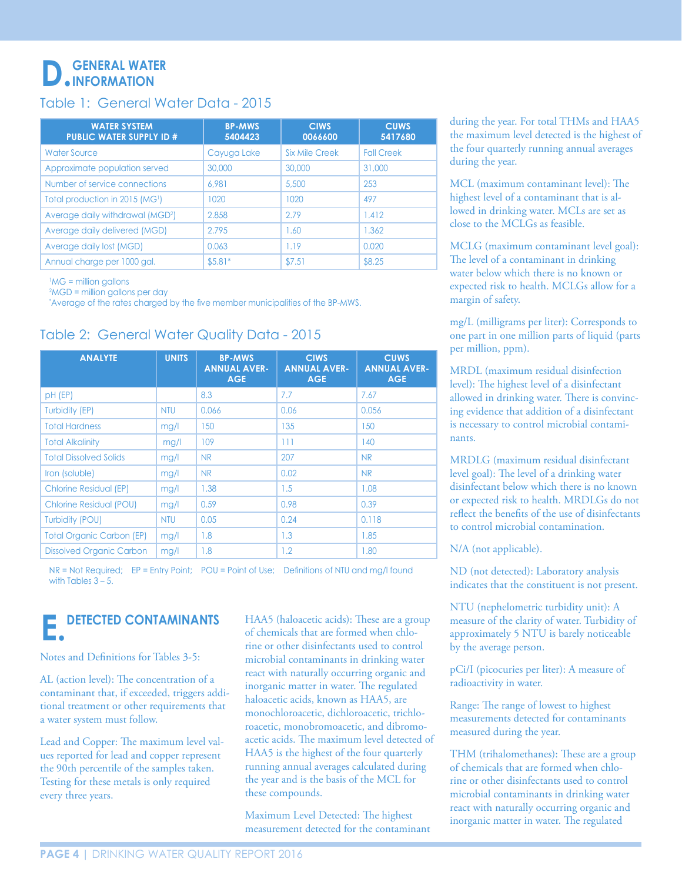# D. GENERAL WATER INFORMATION

## Table 1: General Water Data - 2015

| WATER SYSTEM PUBLIC WATER SUPPLY ID # | BP-MWS 5404423 | CIWS 0066600 | CUWS 5417680 |
|---|---|---|---|
| Water Source | Cayuga Lake | Six Mile Creek | Fall Creek |
| Approximate population served | 30,000 | 30,000 | 31,000 |
| Number of service connections | 6,981 | 5,500 | 253 |
| Total production in 2015 (MG[1]) | 1020 | 1020 | 497 |
| Average daily withdrawal (MGD[2]) | 2.858 | 2.79 | 1.412 |
| Average daily delivered (MGD) | 2.795 | 1.60 | 1.362 |
| Average daily lost (MGD) | 0.063 | 1.19 | 0.020 |
| Annual charge per 1000 gal. | $5.81* | $7.51 | $8.25 |

[1]MG = million gallons
[2]MGD = million gallons per day
*Average of the rates charged by the five member municipalities of the BP-MWS.

## Table 2: General Water Quality Data - 2015

| ANALYTE | UNITS | BP-MWS ANNUAL AVERAGE | CIWS ANNUAL AVERAGE | CUWS ANNUAL AVERAGE |
|---|---|---|---|---|
| pH (EP) | | 8.3 | 7.7 | 7.67 |
| Turbidity (EP) | NTU | 0.066 | 0.06 | 0.056 |
| Total Hardness | mg/l | 150 | 135 | 150 |
| Total Alkalinity | mg/l | 109 | 111 | 140 |
| Total Dissolved Solids | mg/l | NR | 207 | NR |
| Iron (soluble) | mg/l | NR | 0.02 | NR |
| Chlorine Residual (EP) | mg/l | 1.38 | 1.5 | 1.08 |
| Chlorine Residual (POU) | mg/l | 0.59 | 0.98 | 0.39 |
| Turbidity (POU) | NTU | 0.05 | 0.24 | 0.118 |
| Total Organic Carbon (EP) | mg/l | 1.8 | 1.3 | 1.85 |
| Dissolved Organic Carbon | mg/l | 1.8 | 1.2 | 1.80 |

NR = Not Required; EP = Entry Point; POU = Point of Use; Definitions of NTU and mg/l found with Tables 3 – 5.

# E. DETECTED CONTAMINANTS

Notes and Definitions for Tables 3-5:

AL (action level): The concentration of a contaminant that, if exceeded, triggers additional treatment or other requirements that a water system must follow.

Lead and Copper: The maximum level values reported for lead and copper represent the 90th percentile of the samples taken. Testing for these metals is only required every three years.

HAA5 (haloacetic acids): These are a group of chemicals that are formed when chlorine or other disinfectants used to control microbial contaminants in drinking water react with naturally occurring organic and inorganic matter in water. The regulated haloacetic acids, known as HAA5, are monochloroacetic, dichloroacetic, trichloroacetic, monobromoacetic, and dibromoacetic acids. The maximum level detected of HAA5 is the highest of the four quarterly running annual averages calculated during the year and is the basis of the MCL for these compounds.

Maximum Level Detected: The highest measurement detected for the contaminant during the year. For total THMs and HAA5 the maximum level detected is the highest of the four quarterly running annual averages during the year.

MCL (maximum contaminant level): The highest level of a contaminant that is allowed in drinking water. MCLs are set as close to the MCLGs as feasible.

MCLG (maximum contaminant level goal): The level of a contaminant in drinking water below which there is no known or expected risk to health. MCLGs allow for a margin of safety.

mg/L (milligrams per liter): Corresponds to one part in one million parts of liquid (parts per million, ppm).

MRDL (maximum residual disinfection level): The highest level of a disinfectant allowed in drinking water. There is convincing evidence that addition of a disinfectant is necessary to control microbial contaminants.

MRDLG (maximum residual disinfectant level goal): The level of a drinking water disinfectant below which there is no known or expected risk to health. MRDLGs do not reflect the benefits of the use of disinfectants to control microbial contamination.

N/A (not applicable).

ND (not detected): Laboratory analysis indicates that the constituent is not present.

NTU (nephelometric turbidity unit): A measure of the clarity of water. Turbidity of approximately 5 NTU is barely noticeable by the average person.

pCi/l (picocuries per liter): A measure of radioactivity in water.

Range: The range of lowest to highest measurements detected for contaminants measured during the year.

THM (trihalomethanes): These are a group of chemicals that are formed when chlorine or other disinfectants used to control microbial contaminants in drinking water react with naturally occurring organic and inorganic matter in water. The regulated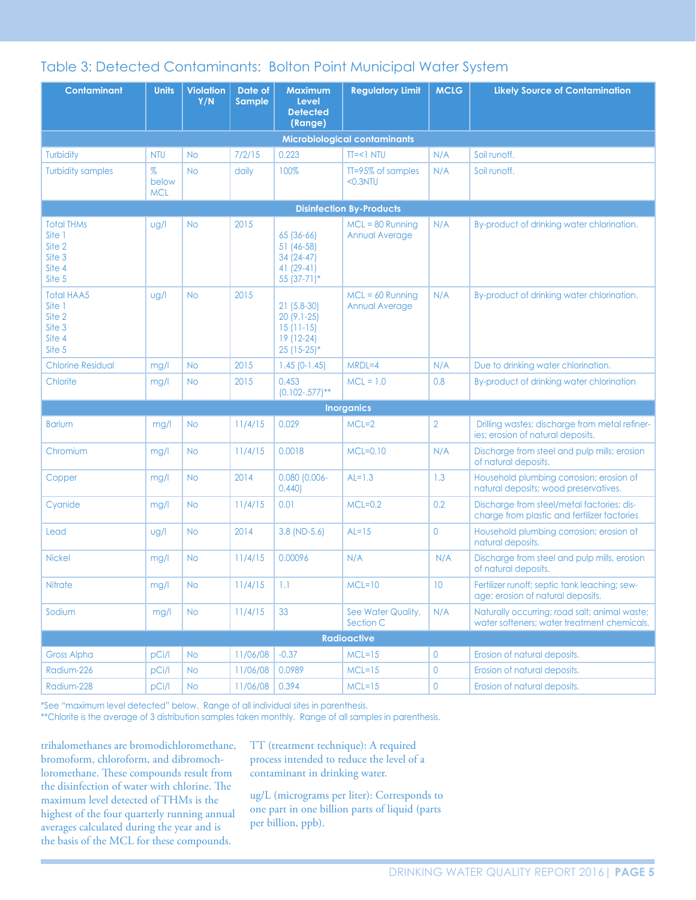## Table 3: Detected Contaminants: Bolton Point Municipal Water System

| Contaminant | Units | Violation Y/N | Date of Sample | Maximum Level Detected (Range) | Regulatory Limit | MCLG | Likely Source of Contamination |
|---|---|---|---|---|---|---|---|
| **Microbiological contaminants** | | | | | | | |
| Turbidity | NTU | No | 7/2/15 | 0.223 | TT=<1 NTU | N/A | Soil runoff. |
| Turbidity samples | % below MCL | No | daily | 100% | TT=95% of samples <0.3NTU | N/A | Soil runoff. |
| **Disinfection By-Products** | | | | | | | |
| Total THMs<br>Site 1<br>Site 2<br>Site 3<br>Site 4<br>Site 5 | ug/l | No | 2015 | <br>65 (36-66)<br>51 (46-58)<br>34 (24-47)<br>41 (29-41)<br>55 (37-71)* | MCL = 80 Running Annual Average | N/A | By-product of drinking water chlorination. |
| Total HAA5<br>Site 1<br>Site 2<br>Site 3<br>Site 4<br>Site 5 | ug/l | No | 2015 | <br>21 (5.8-30)<br>20 (9.1-25)<br>15 (11-15)<br>19 (12-24)<br>25 (15-25)* | MCL = 60 Running Annual Average | N/A | By-product of drinking water chlorination. |
| Chlorine Residual | mg/l | No | 2015 | 1.45 (0-1.45) | MRDL=4 | N/A | Due to drinking water chlorination. |
| Chlorite | mg/l | No | 2015 | 0.453 (0.102-.577)** | MCL = 1.0 | 0.8 | By-product of drinking water chlorination |
| **Inorganics** | | | | | | | |
| Barium | mg/l | No | 11/4/15 | 0.029 | MCL=2 | 2 | Drilling wastes; discharge from metal refineries; erosion of natural deposits. |
| Chromium | mg/l | No | 11/4/15 | 0.0018 | MCL=0.10 | N/A | Discharge from steel and pulp mills; erosion of natural deposits. |
| Copper | mg/l | No | 2014 | 0.080 (0.006-0.440) | AL=1.3 | 1.3 | Household plumbing corrosion; erosion of natural deposits; wood preservatives. |
| Cyanide | mg/l | No | 11/4/15 | 0.01 | MCL=0.2 | 0.2 | Discharge from steel/metal factories; discharge from plastic and fertilizer factories |
| Lead | ug/l | No | 2014 | 3.8 (ND-5.6) | AL=15 | 0 | Household plumbing corrosion; erosion of natural deposits. |
| Nickel | mg/l | No | 11/4/15 | 0.00096 | N/A | N/A | Discharge from steel and pulp mills, erosion of natural deposits. |
| Nitrate | mg/l | No | 11/4/15 | 1.1 | MCL=10 | 10 | Fertilizer runoff; septic tank leaching; sewage; erosion of natural deposits. |
| Sodium | mg/l | No | 11/4/15 | 33 | See Water Quality, Section C | N/A | Naturally occurring; road salt; animal waste; water softeners; water treatment chemicals. |
| **Radioactive** | | | | | | | |
| Gross Alpha | pCi/l | No | 11/06/08 | -0.37 | MCL=15 | 0 | Erosion of natural deposits. |
| Radium-226 | pCi/l | No | 11/06/08 | 0.0989 | MCL=15 | 0 | Erosion of natural deposits. |
| Radium-228 | pCi/l | No | 11/06/08 | 0.394 | MCL=15 | 0 | Erosion of natural deposits. |

*See "maximum level detected" below. Range of all individual sites in parenthesis.
**Chlorite is the average of 3 distribution samples taken monthly. Range of all samples in parenthesis.

trihalomethanes are bromodichloromethane, bromoform, chloroform, and dibromochloromethane. These compounds result from the disinfection of water with chlorine. The maximum level detected of THMs is the highest of the four quarterly running annual averages calculated during the year and is the basis of the MCL for these compounds.

TT (treatment technique): A required process intended to reduce the level of a contaminant in drinking water.

ug/L (micrograms per liter): Corresponds to one part in one billion parts of liquid (parts per billion, ppb).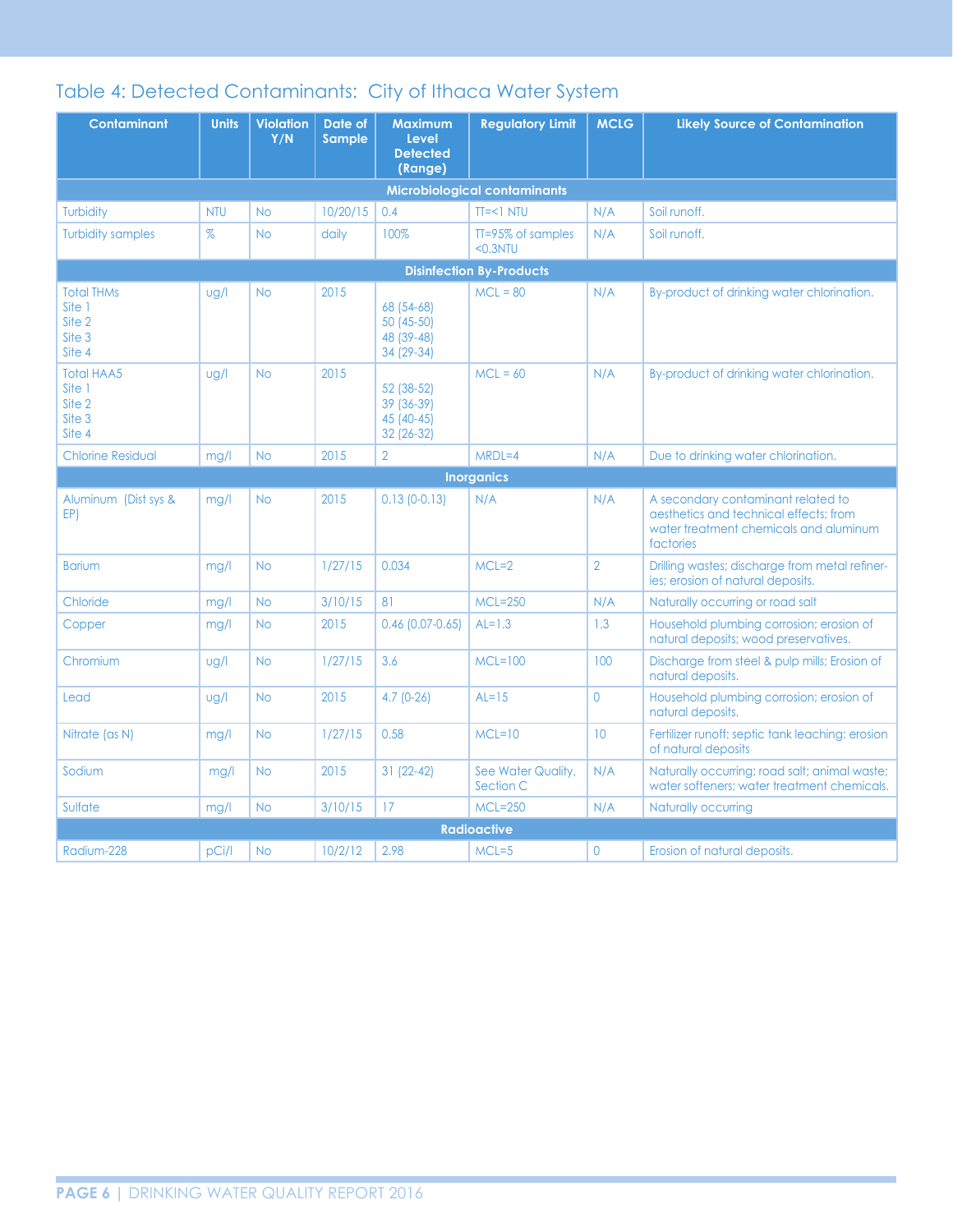## Table 4: Detected Contaminants: City of Ithaca Water System

| Contaminant | Units | Violation Y/N | Date of Sample | Maximum Level Detected (Range) | Regulatory Limit | MCLG | Likely Source of Contamination |
|---|---|---|---|---|---|---|---|
| **Microbiological contaminants** | | | | | | | |
| Turbidity | NTU | No | 10/20/15 | 0.4 | TT=<1 NTU | N/A | Soil runoff. |
| Turbidity samples | % | No | daily | 100% | TT=95% of samples <0.3NTU | N/A | Soil runoff. |
| **Disinfection By-Products** | | | | | | | |
| Total THMs<br>Site 1<br>Site 2<br>Site 3<br>Site 4 | ug/l | No | 2015 | <br>68 (54-68)<br>50 (45-50)<br>48 (39-48)<br>34 (29-34) | MCL = 80 | N/A | By-product of drinking water chlorination. |
| Total HAA5<br>Site 1<br>Site 2<br>Site 3<br>Site 4 | ug/l | No | 2015 | <br>52 (38-52)<br>39 (36-39)<br>45 (40-45)<br>32 (26-32) | MCL = 60 | N/A | By-product of drinking water chlorination. |
| Chlorine Residual | mg/l | No | 2015 | 2 | MRDL=4 | N/A | Due to drinking water chlorination. |
| **Inorganics** | | | | | | | |
| Aluminum (Dist sys & EP) | mg/l | No | 2015 | 0.13 (0-0.13) | N/A | N/A | A secondary contaminant related to aesthetics and technical effects; from water treatment chemicals and aluminum factories |
| Barium | mg/l | No | 1/27/15 | 0.034 | MCL=2 | 2 | Drilling wastes; discharge from metal refineries; erosion of natural deposits. |
| Chloride | mg/l | No | 3/10/15 | 81 | MCL=250 | N/A | Naturally occurring or road salt |
| Copper | mg/l | No | 2015 | 0.46 (0.07-0.65) | AL=1.3 | 1.3 | Household plumbing corrosion; erosion of natural deposits; wood preservatives. |
| Chromium | ug/l | No | 1/27/15 | 3.6 | MCL=100 | 100 | Discharge from steel & pulp mills; Erosion of natural deposits. |
| Lead | ug/l | No | 2015 | 4.7 (0-26) | AL=15 | 0 | Household plumbing corrosion; erosion of natural deposits. |
| Nitrate (as N) | mg/l | No | 1/27/15 | 0.58 | MCL=10 | 10 | Fertilizer runoff: septic tank leaching: erosion of natural deposits |
| Sodium | mg/l | No | 2015 | 31 (22-42) | See Water Quality, Section C | N/A | Naturally occurring; road salt; animal waste; water softeners; water treatment chemicals. |
| Sulfate | mg/l | No | 3/10/15 | 17 | MCL=250 | N/A | Naturally occurring |
| **Radioactive** | | | | | | | |
| Radium-228 | pCi/l | No | 10/2/12 | 2.98 | MCL=5 | 0 | Erosion of natural deposits. |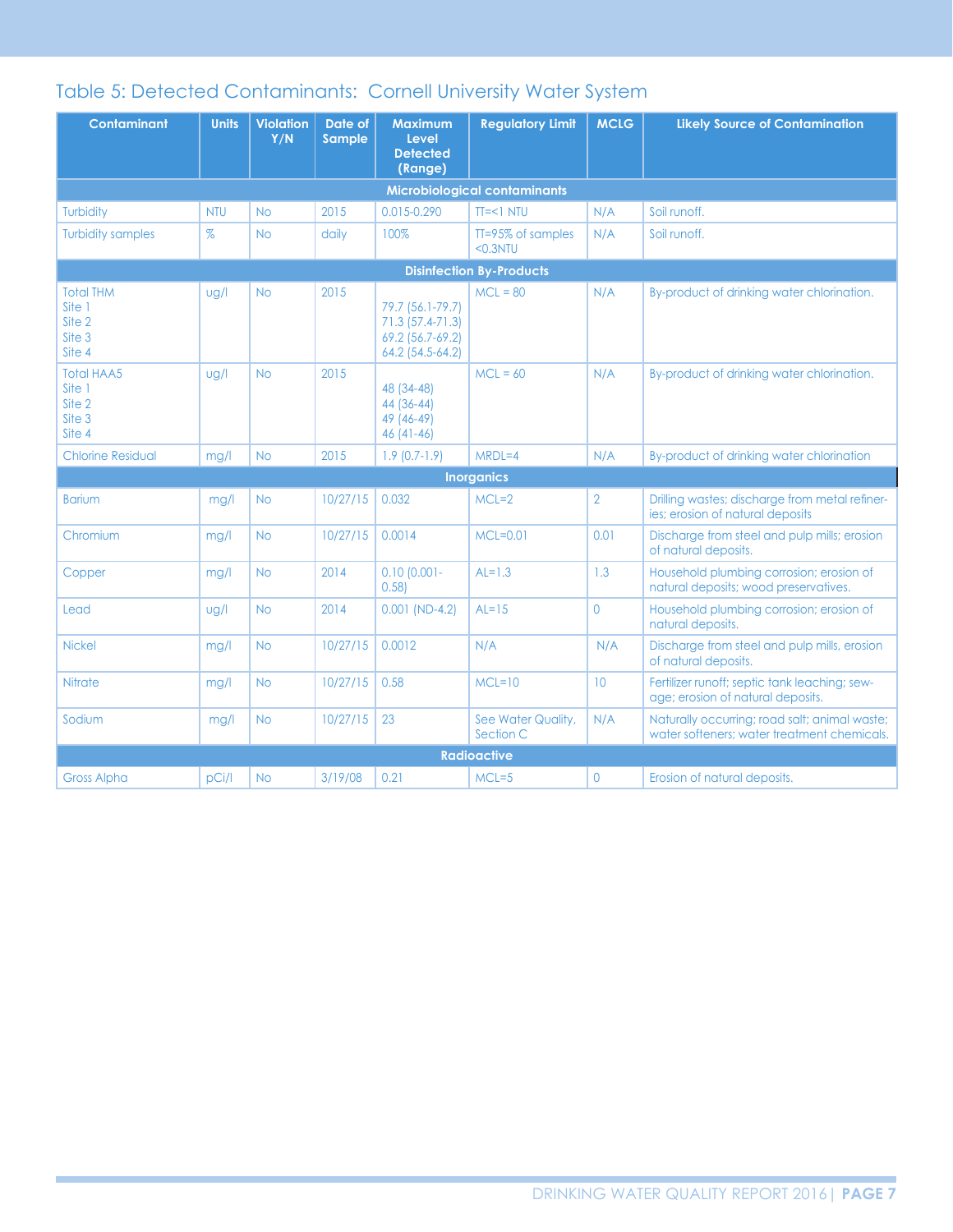## Table 5: Detected Contaminants: Cornell University Water System

| Contaminant | Units | Violation Y/N | Date of Sample | Maximum Level Detected (Range) | Regulatory Limit | MCLG | Likely Source of Contamination |
|---|---|---|---|---|---|---|---|
| **Microbiological contaminants** | | | | | | | |
| Turbidity | NTU | No | 2015 | 0.015-0.290 | TT=<1 NTU | N/A | Soil runoff. |
| Turbidity samples | % | No | daily | 100% | TT=95% of samples <0.3NTU | N/A | Soil runoff. |
| **Disinfection By-Products** | | | | | | | |
| Total THM<br>Site 1<br>Site 2<br>Site 3<br>Site 4 | ug/l | No | 2015 | <br>79.7 (56.1-79.7)<br>71.3 (57.4-71.3)<br>69.2 (56.7-69.2)<br>64.2 (54.5-64.2) | MCL = 80 | N/A | By-product of drinking water chlorination. |
| Total HAA5<br>Site 1<br>Site 2<br>Site 3<br>Site 4 | ug/l | No | 2015 | <br>48 (34-48)<br>44 (36-44)<br>49 (46-49)<br>46 (41-46) | MCL = 60 | N/A | By-product of drinking water chlorination. |
| Chlorine Residual | mg/l | No | 2015 | 1.9 (0.7-1.9) | MRDL=4 | N/A | By-product of drinking water chlorination |
| **Inorganics** | | | | | | | |
| Barium | mg/l | No | 10/27/15 | 0.032 | MCL=2 | 2 | Drilling wastes; discharge from metal refineries; erosion of natural deposits |
| Chromium | mg/l | No | 10/27/15 | 0.0014 | MCL=0.01 | 0.01 | Discharge from steel and pulp mills; erosion of natural deposits. |
| Copper | mg/l | No | 2014 | 0.10 (0.001-0.58) | AL=1.3 | 1.3 | Household plumbing corrosion; erosion of natural deposits; wood preservatives. |
| Lead | ug/l | No | 2014 | 0.001 (ND-4.2) | AL=15 | 0 | Household plumbing corrosion; erosion of natural deposits. |
| Nickel | mg/l | No | 10/27/15 | 0.0012 | N/A | N/A | Discharge from steel and pulp mills, erosion of natural deposits. |
| Nitrate | mg/l | No | 10/27/15 | 0.58 | MCL=10 | 10 | Fertilizer runoff; septic tank leaching; sewage; erosion of natural deposits. |
| Sodium | mg/l | No | 10/27/15 | 23 | See Water Quality, Section C | N/A | Naturally occurring; road salt; animal waste; water softeners; water treatment chemicals. |
| **Radioactive** | | | | | | | |
| Gross Alpha | pCi/l | No | 3/19/08 | 0.21 | MCL=5 | 0 | Erosion of natural deposits. |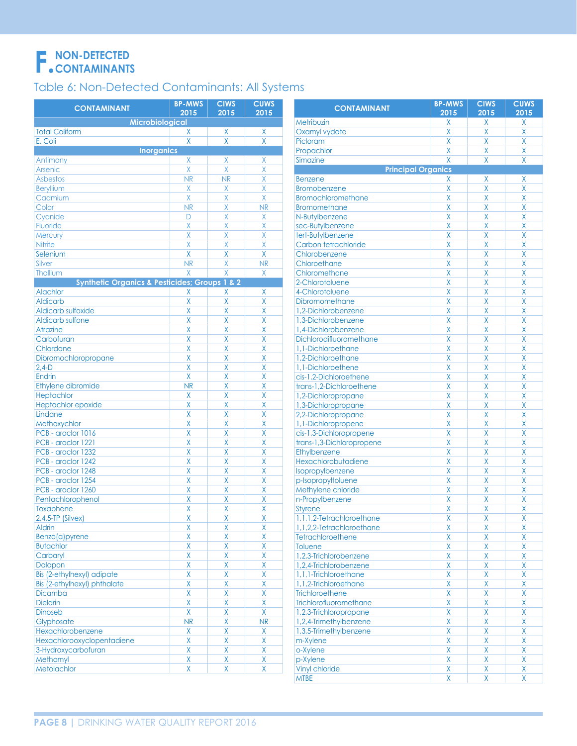# F. NON-DETECTED CONTAMINANTS

## Table 6: Non-Detected Contaminants: All Systems

| CONTAMINANT | BP-MWS 2015 | CIWS 2015 | CUWS 2015 |
|---|---|---|---|
| **Microbiological** | | | |
| Total Coliform | X | X | X |
| E. Coli | X | X | X |
| **Inorganics** | | | |
| Antimony | X | X | X |
| Arsenic | X | X | X |
| Asbestos | NR | NR | X |
| Beryllium | X | X | X |
| Cadmium | X | X | X |
| Color | NR | X | NR |
| Cyanide | D | X | X |
| Fluoride | X | X | X |
| Mercury | X | X | X |
| Nitrite | X | X | X |
| Selenium | X | X | X |
| Silver | NR | X | NR |
| Thallium | X | X | X |
| **Synthetic Organics & Pesticides; Groups 1 & 2** | | | |
| Alachlor | X | X | X |
| Aldicarb | X | X | X |
| Aldicarb sulfoxide | X | X | X |
| Aldicarb sulfone | X | X | X |
| Atrazine | X | X | X |
| Carbofuran | X | X | X |
| Chlordane | X | X | X |
| Dibromochloropropane | X | X | X |
| 2,4-D | X | X | X |
| Endrin | X | X | X |
| Ethylene dibromide | NR | X | X |
| Heptachlor | X | X | X |
| Heptachlor epoxide | X | X | X |
| Lindane | X | X | X |
| Methoxychlor | X | X | X |
| PCB - aroclor 1016 | X | X | X |
| PCB - aroclor 1221 | X | X | X |
| PCB - aroclor 1232 | X | X | X |
| PCB - aroclor 1242 | X | X | X |
| PCB - aroclor 1248 | X | X | X |
| PCB - aroclor 1254 | X | X | X |
| PCB - aroclor 1260 | X | X | X |
| Pentachlorophenol | X | X | X |
| Toxaphene | X | X | X |
| 2,4,5-TP (Silvex) | X | X | X |
| Aldrin | X | X | X |
| Benzo(a)pyrene | X | X | X |
| Butachlor | X | X | X |
| Carbaryl | X | X | X |
| Dalapon | X | X | X |
| Bis (2-ethylhexyl) adipate | X | X | X |
| Bis (2-ethylhexyl) phthalate | X | X | X |
| Dicamba | X | X | X |
| Dieldrin | X | X | X |
| Dinoseb | X | X | X |
| Glyphosate | NR | X | NR |
| Hexachlorobenzene | X | X | X |
| Hexachlorooxyclopentadiene | X | X | X |
| 3-Hydroxycarbofuran | X | X | X |
| Methomyl | X | X | X |
| Metolachlor | X | X | X |
| Metribuzin | X | X | X |
| Oxamyl vydate | X | X | X |
| Picloram | X | X | X |
| Propachlor | X | X | X |
| Simazine | X | X | X |
| **Principal Organics** | | | |
| Benzene | X | X | X |
| Bromobenzene | X | X | X |
| Bromochloromethane | X | X | X |
| Bromomethane | X | X | X |
| N-Butylbenzene | X | X | X |
| sec-Butylbenzene | X | X | X |
| tert-Butylbenzene | X | X | X |
| Carbon tetrachloride | X | X | X |
| Chlorobenzene | X | X | X |
| Chloroethane | X | X | X |
| Chloromethane | X | X | X |
| 2-Chlorotoluene | X | X | X |
| 4-Chlorotoluene | X | X | X |
| Dibromomethane | X | X | X |
| 1,2-Dichlorobenzene | X | X | X |
| 1,3-Dichlorobenzene | X | X | X |
| 1,4-Dichlorobenzene | X | X | X |
| Dichlorodifluoromethane | X | X | X |
| 1,1-Dichloroethane | X | X | X |
| 1,2-Dichloroethane | X | X | X |
| 1,1-Dichloroethene | X | X | X |
| cis-1,2-Dichloroethene | X | X | X |
| trans-1,2-Dichloroethene | X | X | X |
| 1,2-Dichloropropane | X | X | X |
| 1,3-Dichloropropane | X | X | X |
| 2,2-Dichloropropane | X | X | X |
| 1,1-Dichloropropene | X | X | X |
| cis-1,3-Dichloropropene | X | X | X |
| trans-1,3-Dichloropropene | X | X | X |
| Ethylbenzene | X | X | X |
| Hexachlorobutadiene | X | X | X |
| Isopropylbenzene | X | X | X |
| p-Isopropyltoluene | X | X | X |
| Methylene chloride | X | X | X |
| n-Propylbenzene | X | X | X |
| Styrene | X | X | X |
| 1,1,1,2-Tetrachloroethane | X | X | X |
| 1,1,2,2-Tetrachloroethane | X | X | X |
| Tetrachloroethene | X | X | X |
| Toluene | X | X | X |
| 1,2,3-Trichlorobenzene | X | X | X |
| 1,2,4-Trichlorobenzene | X | X | X |
| 1,1,1-Trichloroethane | X | X | X |
| 1,1,2-Trichloroethane | X | X | X |
| Trichloroethene | X | X | X |
| Trichlorofluoromethane | X | X | X |
| 1,2,3-Trichloropropane | X | X | X |
| 1,2,4-Trimethylbenzene | X | X | X |
| 1,3,5-Trimethylbenzene | X | X | X |
| m-Xylene | X | X | X |
| o-Xylene | X | X | X |
| p-Xylene | X | X | X |
| Vinyl chloride | X | X | X |
| MTBE | X | X | X |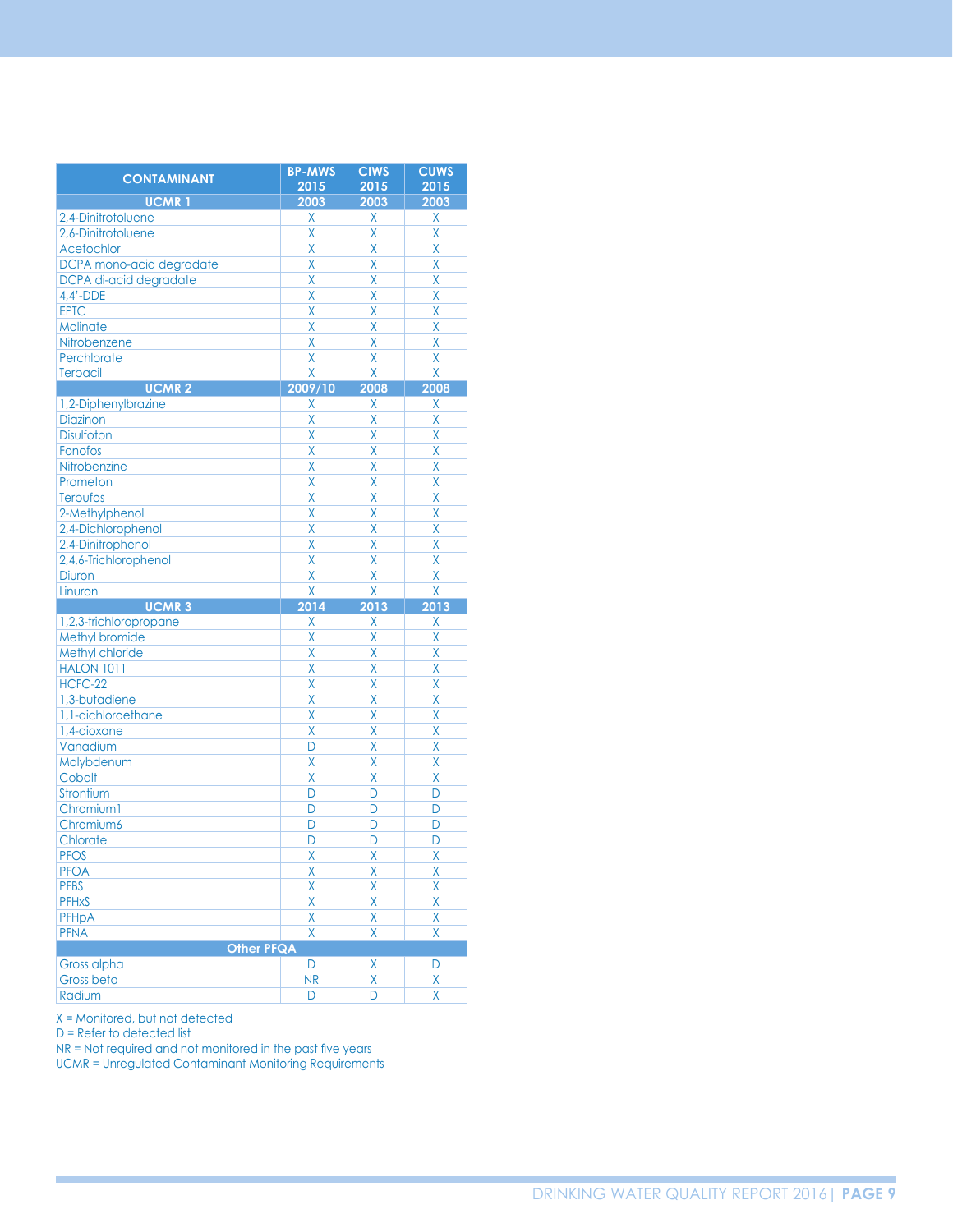| CONTAMINANT | BP-MWS 2015 | CIWS 2015 | CUWS 2015 |
|---|---|---|---|
| **UCMR 1** | **2003** | **2003** | **2003** |
| 2,4-Dinitrotoluene | X | X | X |
| 2,6-Dinitrotoluene | X | X | X |
| Acetochlor | X | X | X |
| DCPA mono-acid degradate | X | X | X |
| DCPA di-acid degradate | X | X | X |
| 4,4'-DDE | X | X | X |
| EPTC | X | X | X |
| Molinate | X | X | X |
| Nitrobenzene | X | X | X |
| Perchlorate | X | X | X |
| Terbacil | X | X | X |
| **UCMR 2** | **2009/10** | **2008** | **2008** |
| 1,2-Diphenylbrazine | X | X | X |
| Diazinon | X | X | X |
| Disulfoton | X | X | X |
| Fonofos | X | X | X |
| Nitrobenzine | X | X | X |
| Prometon | X | X | X |
| Terbufos | X | X | X |
| 2-Methylphenol | X | X | X |
| 2,4-Dichlorophenol | X | X | X |
| 2,4-Dinitrophenol | X | X | X |
| 2,4,6-Trichlorophenol | X | X | X |
| Diuron | X | X | X |
| Linuron | X | X | X |
| **UCMR 3** | **2014** | **2013** | **2013** |
| 1,2,3-trichloropropane | X | X | X |
| Methyl bromide | X | X | X |
| Methyl chloride | X | X | X |
| HALON 1011 | X | X | X |
| HCFC-22 | X | X | X |
| 1,3-butadiene | X | X | X |
| 1,1-dichloroethane | X | X | X |
| 1,4-dioxane | X | X | X |
| Vanadium | D | X | X |
| Molybdenum | X | X | X |
| Cobalt | X | X | X |
| Strontium | D | D | D |
| Chromium1 | D | D | D |
| Chromium6 | D | D | D |
| Chlorate | D | D | D |
| PFOS | X | X | X |
| PFOA | X | X | X |
| PFBS | X | X | X |
| PFHxS | X | X | X |
| PFHpA | X | X | X |
| PFNA | X | X | X |
| **Other PFQA** | | | |
| Gross alpha | D | X | D |
| Gross beta | NR | X | X |
| Radium | D | D | X |

X = Monitored, but not detected
D = Refer to detected list
NR = Not required and not monitored in the past five years
UCMR = Unregulated Contaminant Monitoring Requirements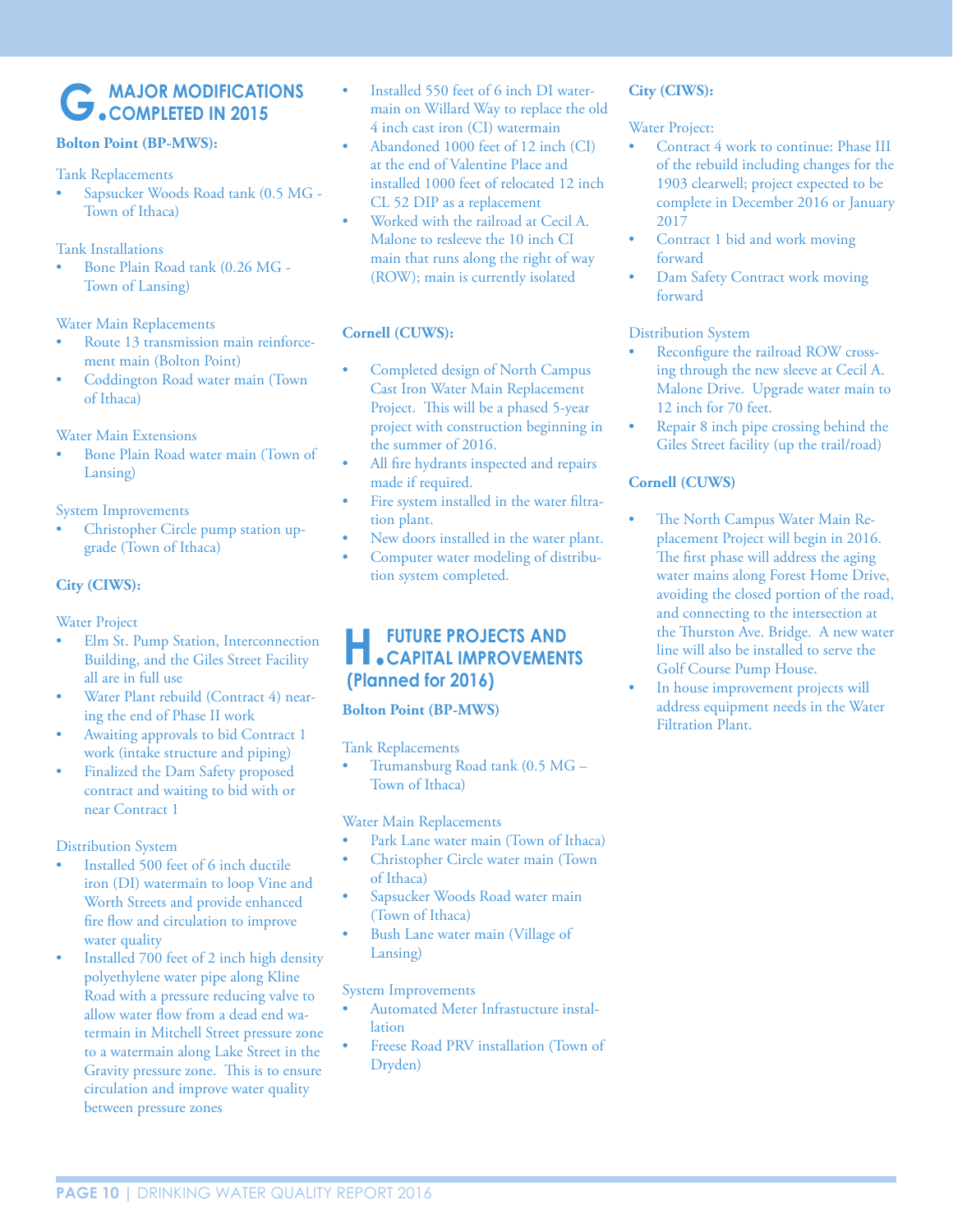## G. MAJOR MODIFICATIONS COMPLETED IN 2015

**Bolton Point (BP-MWS):**

Tank Replacements
- Sapsucker Woods Road tank (0.5 MG - Town of Ithaca)

Tank Installations
- Bone Plain Road tank (0.26 MG - Town of Lansing)

Water Main Replacements
- Route 13 transmission main reinforcement main (Bolton Point)
- Coddington Road water main (Town of Ithaca)

Water Main Extensions
- Bone Plain Road water main (Town of Lansing)

System Improvements
- Christopher Circle pump station upgrade (Town of Ithaca)

**City (CIWS):**

Water Project
- Elm St. Pump Station, Interconnection Building, and the Giles Street Facility all are in full use
- Water Plant rebuild (Contract 4) nearing the end of Phase II work
- Awaiting approvals to bid Contract 1 work (intake structure and piping)
- Finalized the Dam Safety proposed contract and waiting to bid with or near Contract 1

Distribution System
- Installed 500 feet of 6 inch ductile iron (DI) watermain to loop Vine and Worth Streets and provide enhanced fire flow and circulation to improve water quality
- Installed 700 feet of 2 inch high density polyethylene water pipe along Kline Road with a pressure reducing valve to allow water flow from a dead end watermain in Mitchell Street pressure zone to a watermain along Lake Street in the Gravity pressure zone. This is to ensure circulation and improve water quality between pressure zones
- Installed 550 feet of 6 inch DI watermain on Willard Way to replace the old 4 inch cast iron (CI) watermain
- Abandoned 1000 feet of 12 inch (CI) at the end of Valentine Place and installed 1000 feet of relocated 12 inch CL 52 DIP as a replacement
- Worked with the railroad at Cecil A. Malone to resleeve the 10 inch CI main that runs along the right of way (ROW); main is currently isolated

**Cornell (CUWS):**

- Completed design of North Campus Cast Iron Water Main Replacement Project. This will be a phased 5-year project with construction beginning in the summer of 2016.
- All fire hydrants inspected and repairs made if required.
- Fire system installed in the water filtration plant.
- New doors installed in the water plant.
- Computer water modeling of distribution system completed.

## H. FUTURE PROJECTS AND CAPITAL IMPROVEMENTS (Planned for 2016)

**Bolton Point (BP-MWS)**

Tank Replacements
- Trumansburg Road tank (0.5 MG – Town of Ithaca)

Water Main Replacements
- Park Lane water main (Town of Ithaca)
- Christopher Circle water main (Town of Ithaca)
- Sapsucker Woods Road water main (Town of Ithaca)
- Bush Lane water main (Village of Lansing)

System Improvements
- Automated Meter Infrastucture installation
- Freese Road PRV installation (Town of Dryden)

**City (CIWS):**

Water Project:
- Contract 4 work to continue: Phase III of the rebuild including changes for the 1903 clearwell; project expected to be complete in December 2016 or January 2017
- Contract 1 bid and work moving forward
- Dam Safety Contract work moving forward

Distribution System
- Reconfigure the railroad ROW crossing through the new sleeve at Cecil A. Malone Drive. Upgrade water main to 12 inch for 70 feet.
- Repair 8 inch pipe crossing behind the Giles Street facility (up the trail/road)

**Cornell (CUWS)**

- The North Campus Water Main Replacement Project will begin in 2016. The first phase will address the aging water mains along Forest Home Drive, avoiding the closed portion of the road, and connecting to the intersection at the Thurston Ave. Bridge. A new water line will also be installed to serve the Golf Course Pump House.
- In house improvement projects will address equipment needs in the Water Filtration Plant.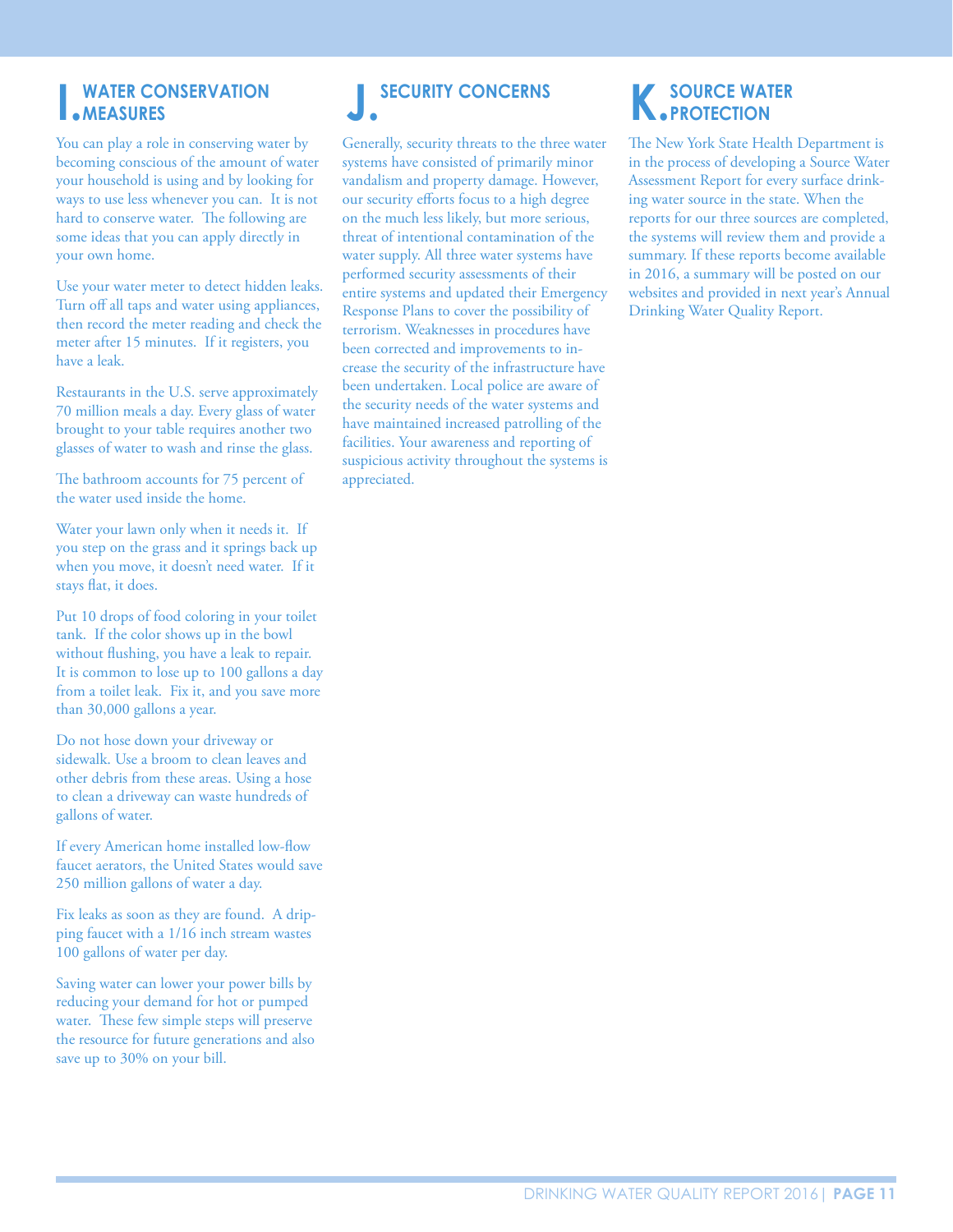## I. WATER CONSERVATION MEASURES

You can play a role in conserving water by becoming conscious of the amount of water your household is using and by looking for ways to use less whenever you can. It is not hard to conserve water. The following are some ideas that you can apply directly in your own home.

Use your water meter to detect hidden leaks. Turn off all taps and water using appliances, then record the meter reading and check the meter after 15 minutes. If it registers, you have a leak.

Restaurants in the U.S. serve approximately 70 million meals a day. Every glass of water brought to your table requires another two glasses of water to wash and rinse the glass.

The bathroom accounts for 75 percent of the water used inside the home.

Water your lawn only when it needs it. If you step on the grass and it springs back up when you move, it doesn't need water. If it stays flat, it does.

Put 10 drops of food coloring in your toilet tank. If the color shows up in the bowl without flushing, you have a leak to repair. It is common to lose up to 100 gallons a day from a toilet leak. Fix it, and you save more than 30,000 gallons a year.

Do not hose down your driveway or sidewalk. Use a broom to clean leaves and other debris from these areas. Using a hose to clean a driveway can waste hundreds of gallons of water.

If every American home installed low-flow faucet aerators, the United States would save 250 million gallons of water a day.

Fix leaks as soon as they are found. A dripping faucet with a 1/16 inch stream wastes 100 gallons of water per day.

Saving water can lower your power bills by reducing your demand for hot or pumped water. These few simple steps will preserve the resource for future generations and also save up to 30% on your bill.

## J. SECURITY CONCERNS

Generally, security threats to the three water systems have consisted of primarily minor vandalism and property damage. However, our security efforts focus to a high degree on the much less likely, but more serious, threat of intentional contamination of the water supply. All three water systems have performed security assessments of their entire systems and updated their Emergency Response Plans to cover the possibility of terrorism. Weaknesses in procedures have been corrected and improvements to increase the security of the infrastructure have been undertaken. Local police are aware of the security needs of the water systems and have maintained increased patrolling of the facilities. Your awareness and reporting of suspicious activity throughout the systems is appreciated.

## K. SOURCE WATER PROTECTION

The New York State Health Department is in the process of developing a Source Water Assessment Report for every surface drinking water source in the state. When the reports for our three sources are completed, the systems will review them and provide a summary. If these reports become available in 2016, a summary will be posted on our websites and provided in next year's Annual Drinking Water Quality Report.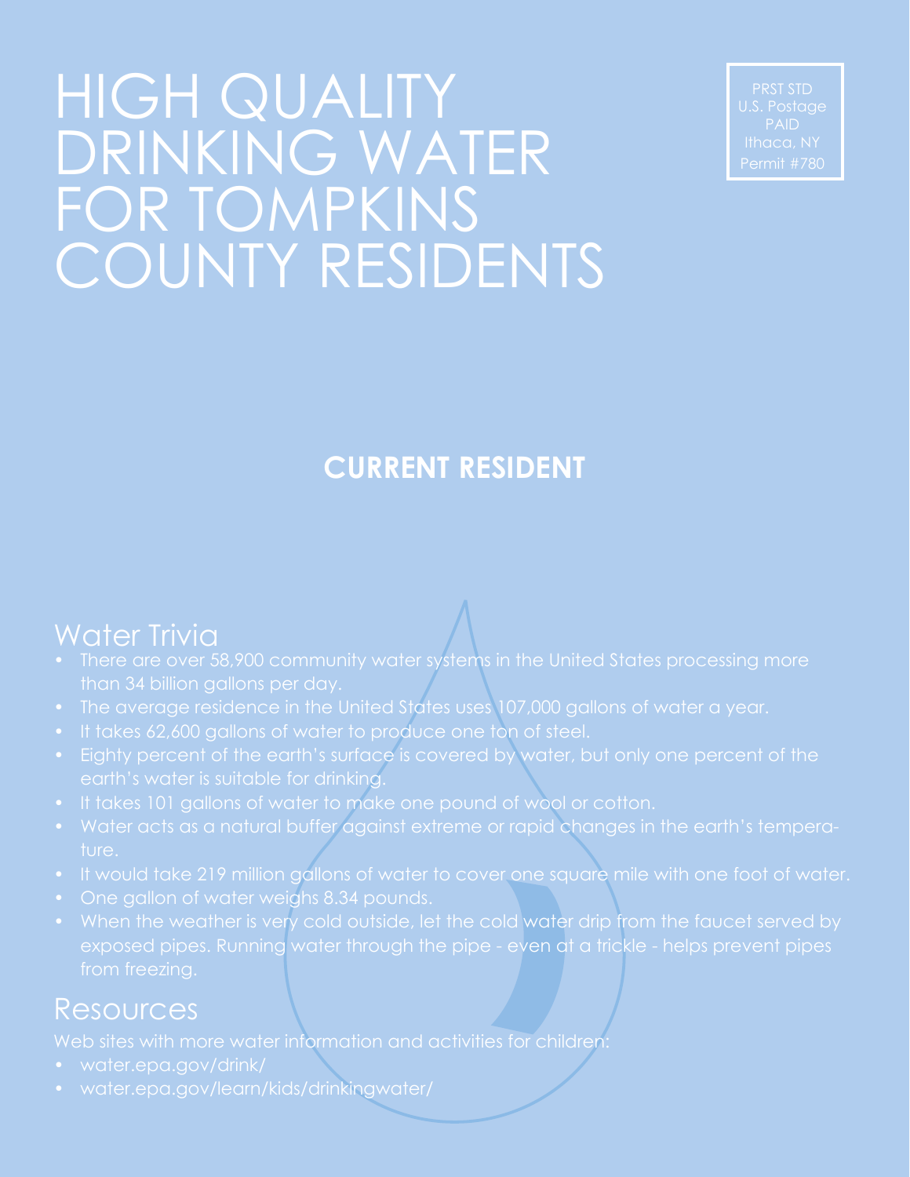# HIGH QUALITY DRINKING WATER FOR TOMPKINS COUNTY RESIDENTS

PRST STD
U.S. Postage
PAID
Ithaca, NY
Permit #780

**CURRENT RESIDENT**

## Water Trivia

- There are over 58,900 community water systems in the United States processing more than 34 billion gallons per day.
- The average residence in the United States uses 107,000 gallons of water a year.
- It takes 62,600 gallons of water to produce one ton of steel.
- Eighty percent of the earth's surface is covered by water, but only one percent of the earth's water is suitable for drinking.
- It takes 101 gallons of water to make one pound of wool or cotton.
- Water acts as a natural buffer against extreme or rapid changes in the earth's temperature.
- It would take 219 million gallons of water to cover one square mile with one foot of water.
- One gallon of water weighs 8.34 pounds.
- When the weather is very cold outside, let the cold water drip from the faucet served by exposed pipes. Running water through the pipe - even at a trickle - helps prevent pipes from freezing.

## Resources

Web sites with more water information and activities for children:

- water.epa.gov/drink/
- water.epa.gov/learn/kids/drinkingwater/